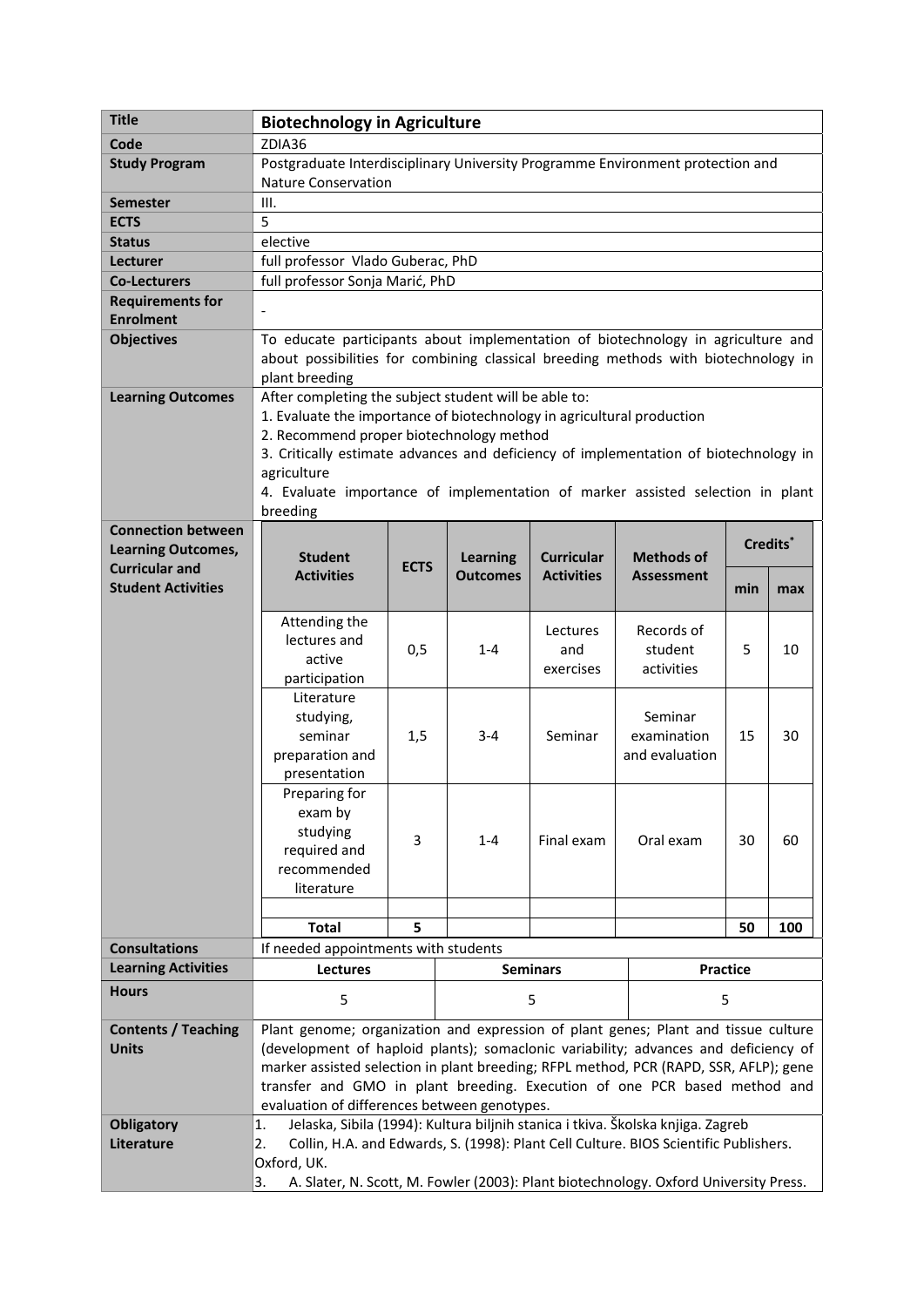| **Title** | **Biotechnology in Agriculture** |
|---|---|
| **Code** | ZDIA36 |
| **Study Program** | Postgraduate Interdisciplinary University Programme Environment protection and Nature Conservation |
| **Semester** | III. |
| **ECTS** | 5 |
| **Status** | elective |
| **Lecturer** | full professor Vlado Guberac, PhD |
| **Co-Lecturers** | full professor Sonja Marić, PhD |
| **Requirements for Enrolment** | - |
| **Objectives** | To educate participants about implementation of biotechnology in agriculture and about possibilities for combining classical breeding methods with biotechnology in plant breeding |
| **Learning Outcomes** | After completing the subject student will be able to:<br>1. Evaluate the importance of biotechnology in agricultural production<br>2. Recommend proper biotechnology method<br>3. Critically estimate advances and deficiency of implementation of biotechnology in agriculture<br>4. Evaluate importance of implementation of marker assisted selection in plant breeding |

**Connection between Learning Outcomes, Curricular and Student Activities**

| Student Activities | ECTS | Learning Outcomes | Curricular Activities | Methods of Assessment | Credits* min | Credits* max |
|---|---|---|---|---|---|---|
| Attending the lectures and active participation | 0,5 | 1-4 | Lectures and exercises | Records of student activities | 5 | 10 |
| Literature studying, seminar preparation and presentation | 1,5 | 3-4 | Seminar | Seminar examination and evaluation | 15 | 30 |
| Preparing for exam by studying required and recommended literature | 3 | 1-4 | Final exam | Oral exam | 30 | 60 |
| | | | | | | |
| **Total** | **5** | | | | **50** | **100** |

| **Consultations** | If needed appointments with students | | |
|---|---|---|---|
| **Learning Activities** | **Lectures** | **Seminars** | **Practice** |
| **Hours** | 5 | 5 | 5 |

| **Contents / Teaching Units** | Plant genome; organization and expression of plant genes; Plant and tissue culture (development of haploid plants); somaclonic variability; advances and deficiency of marker assisted selection in plant breeding; RFPL method, PCR (RAPD, SSR, AFLP); gene transfer and GMO in plant breeding. Execution of one PCR based method and evaluation of differences between genotypes. |
|---|---|
| **Obligatory Literature** | 1. Jelaska, Sibila (1994): Kultura biljnih stanica i tkiva. Školska knjiga. Zagreb<br>2. Collin, H.A. and Edwards, S. (1998): Plant Cell Culture. BIOS Scientific Publishers. Oxford, UK.<br>3. A. Slater, N. Scott, M. Fowler (2003): Plant biotechnology. Oxford University Press. |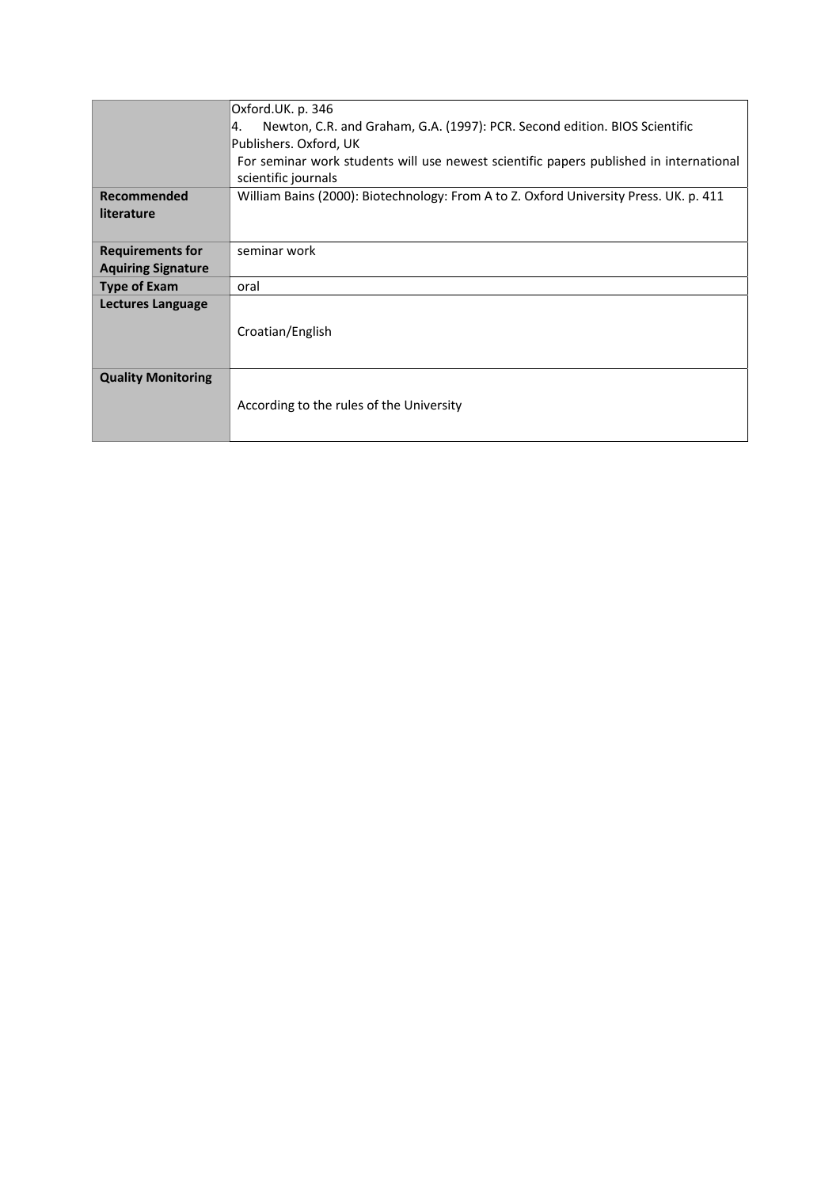| | |
|---|---|
| | Oxford.UK. p. 346<br>4. Newton, C.R. and Graham, G.A. (1997): PCR. Second edition. BIOS Scientific Publishers. Oxford, UK<br>For seminar work students will use newest scientific papers published in international scientific journals |
| **Recommended literature** | William Bains (2000): Biotechnology: From A to Z. Oxford University Press. UK. p. 411 |
| **Requirements for Aquiring Signature** | seminar work |
| **Type of Exam** | oral |
| **Lectures Language** | Croatian/English |
| **Quality Monitoring** | According to the rules of the University |